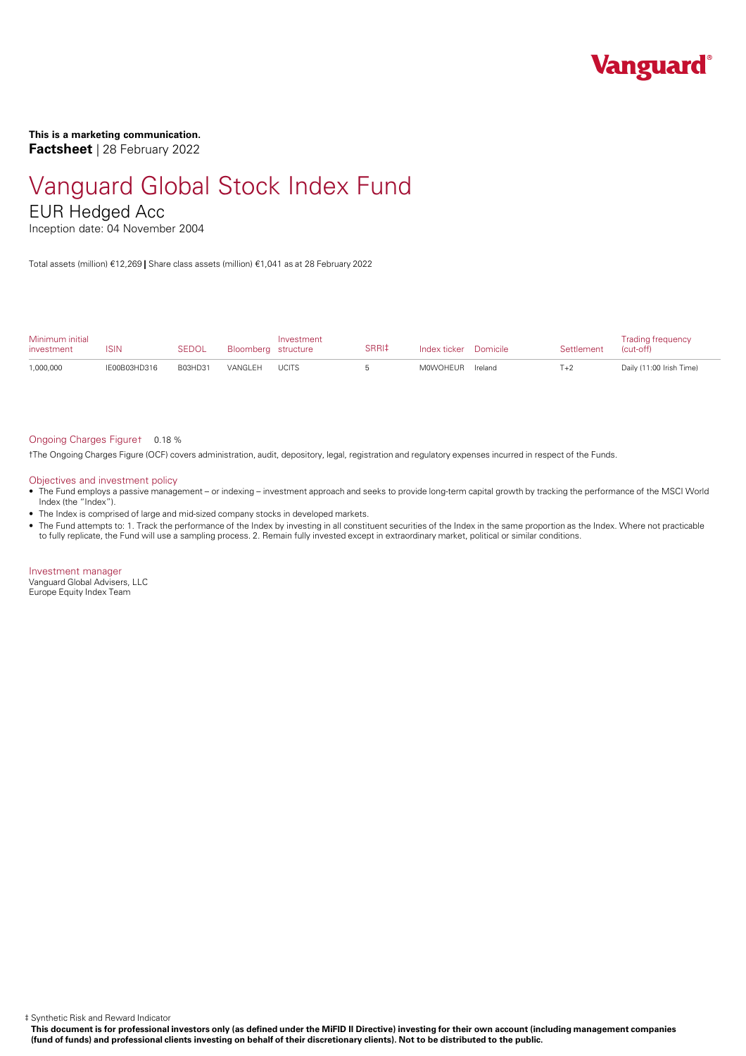**This is a marketing communication.**
**Factsheet** | 28 February 2022

# Vanguard Global Stock Index Fund

## EUR Hedged Acc

Inception date: 04 November 2004

Total assets (million) €12,269 | Share class assets (million) €1,041 as at 28 February 2022

| Minimum initial investment | ISIN | SEDOL | Bloomberg | Investment structure | SRRI‡ | Index ticker | Domicile | Settlement | Trading frequency (cut-off) |
|---|---|---|---|---|---|---|---|---|---|
| 1,000,000 | IE00B03HD316 | B03HD31 | VANGLEH | UCITS | 5 | M0WOHEUR | Ireland | T+2 | Daily (11:00 Irish Time) |

Ongoing Charges Figure† 0.18 %

†The Ongoing Charges Figure (OCF) covers administration, audit, depository, legal, registration and regulatory expenses incurred in respect of the Funds.

### Objectives and investment policy

- The Fund employs a passive management – or indexing – investment approach and seeks to provide long-term capital growth by tracking the performance of the MSCI World Index (the "Index").
- The Index is comprised of large and mid-sized company stocks in developed markets.
- The Fund attempts to: 1. Track the performance of the Index by investing in all constituent securities of the Index in the same proportion as the Index. Where not practicable to fully replicate, the Fund will use a sampling process. 2. Remain fully invested except in extraordinary market, political or similar conditions.

### Investment manager

Vanguard Global Advisers, LLC
Europe Equity Index Team

‡ Synthetic Risk and Reward Indicator

**This document is for professional investors only (as defined under the MiFID II Directive) investing for their own account (including management companies (fund of funds) and professional clients investing on behalf of their discretionary clients). Not to be distributed to the public.**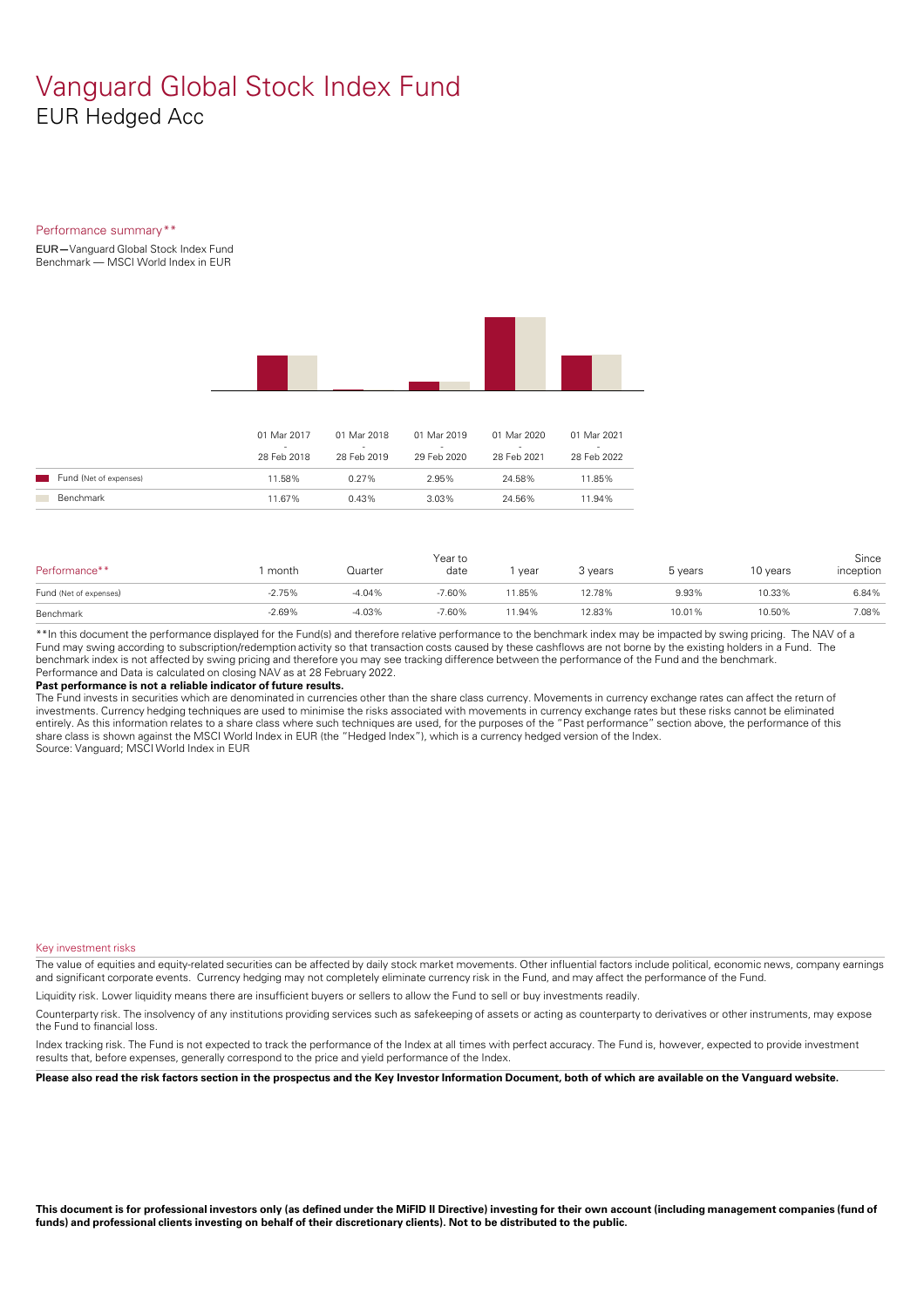# Vanguard Global Stock Index Fund

## EUR Hedged Acc

Performance summary**

EUR—Vanguard Global Stock Index Fund
Benchmark — MSCI World Index in EUR

| | 01 Mar 2017 - 28 Feb 2018 | 01 Mar 2018 - 28 Feb 2019 | 01 Mar 2019 - 29 Feb 2020 | 01 Mar 2020 - 28 Feb 2021 | 01 Mar 2021 - 28 Feb 2022 |
|---|---|---|---|---|---|
| Fund (Net of expenses) | 11.58% | 0.27% | 2.95% | 24.58% | 11.85% |
| Benchmark | 11.67% | 0.43% | 3.03% | 24.56% | 11.94% |

| Performance** | 1 month | Quarter | Year to date | 1 year | 3 years | 5 years | 10 years | Since inception |
|---|---|---|---|---|---|---|---|---|
| Fund (Net of expenses) | -2.75% | -4.04% | -7.60% | 11.85% | 12.78% | 9.93% | 10.33% | 6.84% |
| Benchmark | -2.69% | -4.03% | -7.60% | 11.94% | 12.83% | 10.01% | 10.50% | 7.08% |

**In this document the performance displayed for the Fund(s) and therefore relative performance to the benchmark index may be impacted by swing pricing. The NAV of a Fund may swing according to subscription/redemption activity so that transaction costs caused by these cashflows are not borne by the existing holders in a Fund. The benchmark index is not affected by swing pricing and therefore you may see tracking difference between the performance of the Fund and the benchmark.
Performance and Data is calculated on closing NAV as at 28 February 2022.

**Past performance is not a reliable indicator of future results.**

The Fund invests in securities which are denominated in currencies other than the share class currency. Movements in currency exchange rates can affect the return of investments. Currency hedging techniques are used to minimise the risks associated with movements in currency exchange rates but these risks cannot be eliminated entirely. As this information relates to a share class where such techniques are used, for the purposes of the "Past performance" section above, the performance of this share class is shown against the MSCI World Index in EUR (the "Hedged Index"), which is a currency hedged version of the Index.
Source: Vanguard; MSCI World Index in EUR

### Key investment risks

The value of equities and equity-related securities can be affected by daily stock market movements. Other influential factors include political, economic news, company earnings and significant corporate events. Currency hedging may not completely eliminate currency risk in the Fund, and may affect the performance of the Fund.

Liquidity risk. Lower liquidity means there are insufficient buyers or sellers to allow the Fund to sell or buy investments readily.

Counterparty risk. The insolvency of any institutions providing services such as safekeeping of assets or acting as counterparty to derivatives or other instruments, may expose the Fund to financial loss.

Index tracking risk. The Fund is not expected to track the performance of the Index at all times with perfect accuracy. The Fund is, however, expected to provide investment results that, before expenses, generally correspond to the price and yield performance of the Index.

**Please also read the risk factors section in the prospectus and the Key Investor Information Document, both of which are available on the Vanguard website.**

**This document is for professional investors only (as defined under the MiFID II Directive) investing for their own account (including management companies (fund of funds) and professional clients investing on behalf of their discretionary clients). Not to be distributed to the public.**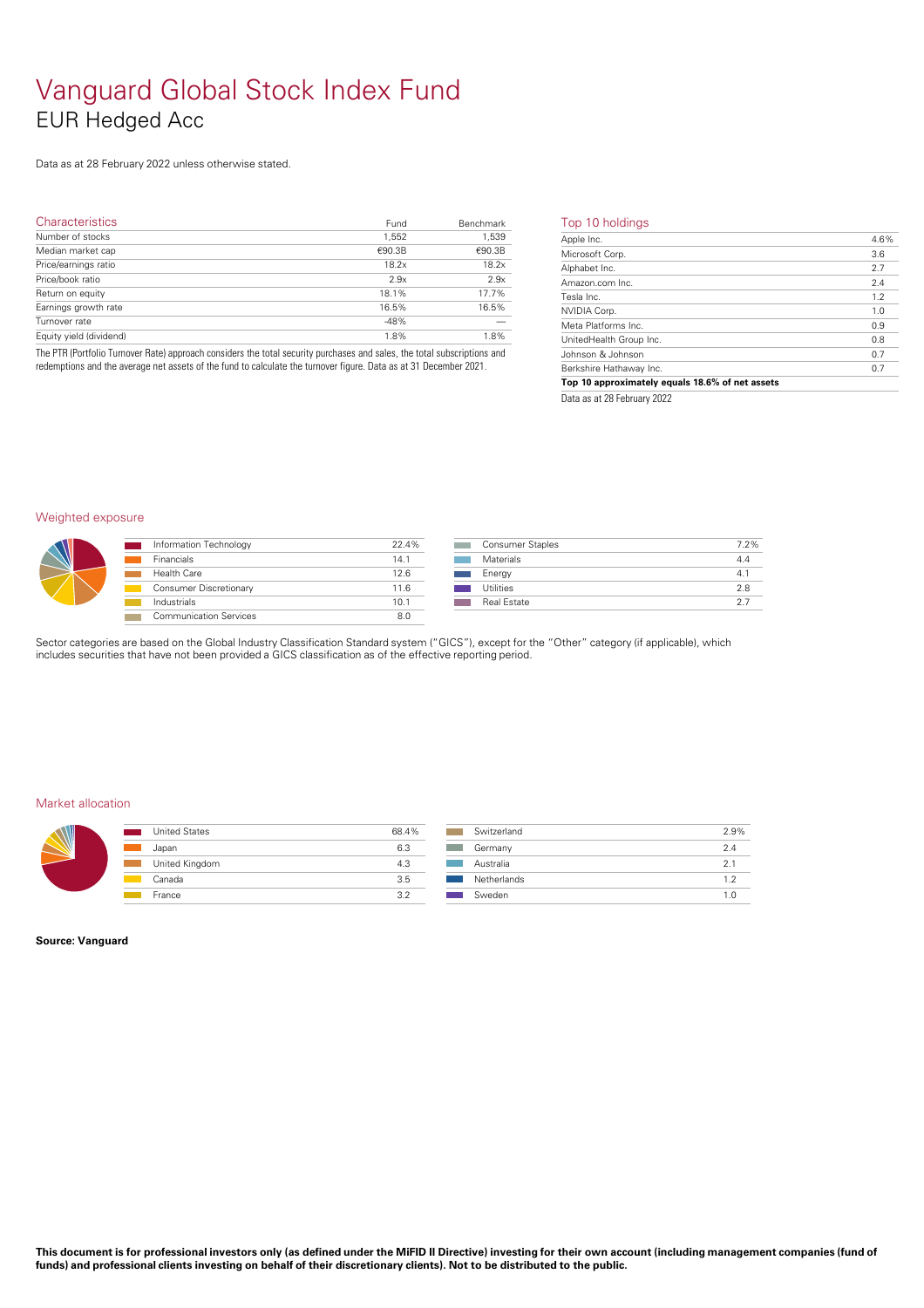# Vanguard Global Stock Index Fund

## EUR Hedged Acc

Data as at 28 February 2022 unless otherwise stated.

### Characteristics

| Characteristics | Fund | Benchmark |
|---|---|---|
| Number of stocks | 1,552 | 1,539 |
| Median market cap | €90.3B | €90.3B |
| Price/earnings ratio | 18.2x | 18.2x |
| Price/book ratio | 2.9x | 2.9x |
| Return on equity | 18.1% | 17.7% |
| Earnings growth rate | 16.5% | 16.5% |
| Turnover rate | -48% | — |
| Equity yield (dividend) | 1.8% | 1.8% |

The PTR (Portfolio Turnover Rate) approach considers the total security purchases and sales, the total subscriptions and redemptions and the average net assets of the fund to calculate the turnover figure. Data as at 31 December 2021.

### Top 10 holdings

| Holding | % |
|---|---|
| Apple Inc. | 4.6% |
| Microsoft Corp. | 3.6 |
| Alphabet Inc. | 2.7 |
| Amazon.com Inc. | 2.4 |
| Tesla Inc. | 1.2 |
| NVIDIA Corp. | 1.0 |
| Meta Platforms Inc. | 0.9 |
| UnitedHealth Group Inc. | 0.8 |
| Johnson & Johnson | 0.7 |
| Berkshire Hathaway Inc. | 0.7 |
| **Top 10 approximately equals 18.6% of net assets** | |

Data as at 28 February 2022

### Weighted exposure

| Sector | % |
|---|---|
| Information Technology | 22.4% |
| Financials | 14.1 |
| Health Care | 12.6 |
| Consumer Discretionary | 11.6 |
| Industrials | 10.1 |
| Communication Services | 8.0 |
| Consumer Staples | 7.2% |
| Materials | 4.4 |
| Energy | 4.1 |
| Utilities | 2.8 |
| Real Estate | 2.7 |

Sector categories are based on the Global Industry Classification Standard system ("GICS"), except for the "Other" category (if applicable), which includes securities that have not been provided a GICS classification as of the effective reporting period.

### Market allocation

| Market | % |
|---|---|
| United States | 68.4% |
| Japan | 6.3 |
| United Kingdom | 4.3 |
| Canada | 3.5 |
| France | 3.2 |
| Switzerland | 2.9% |
| Germany | 2.4 |
| Australia | 2.1 |
| Netherlands | 1.2 |
| Sweden | 1.0 |

**Source: Vanguard**

**This document is for professional investors only (as defined under the MiFID II Directive) investing for their own account (including management companies (fund of funds) and professional clients investing on behalf of their discretionary clients). Not to be distributed to the public.**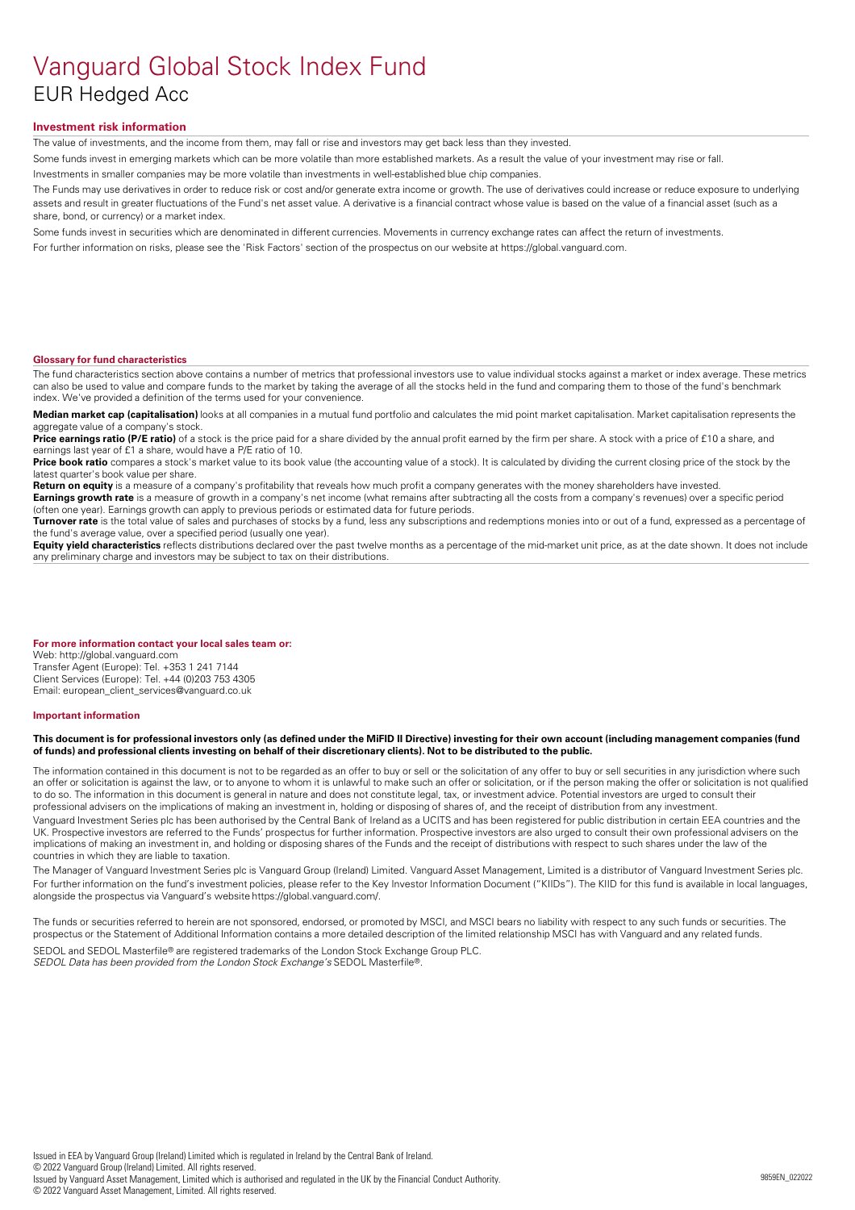# Vanguard Global Stock Index Fund

## EUR Hedged Acc

### Investment risk information

The value of investments, and the income from them, may fall or rise and investors may get back less than they invested.

Some funds invest in emerging markets which can be more volatile than more established markets. As a result the value of your investment may rise or fall.

Investments in smaller companies may be more volatile than investments in well-established blue chip companies.

The Funds may use derivatives in order to reduce risk or cost and/or generate extra income or growth. The use of derivatives could increase or reduce exposure to underlying assets and result in greater fluctuations of the Fund's net asset value. A derivative is a financial contract whose value is based on the value of a financial asset (such as a share, bond, or currency) or a market index.

Some funds invest in securities which are denominated in different currencies. Movements in currency exchange rates can affect the return of investments.

For further information on risks, please see the 'Risk Factors' section of the prospectus on our website at https://global.vanguard.com.

### Glossary for fund characteristics

The fund characteristics section above contains a number of metrics that professional investors use to value individual stocks against a market or index average. These metrics can also be used to value and compare funds to the market by taking the average of all the stocks held in the fund and comparing them to those of the fund's benchmark index. We've provided a definition of the terms used for your convenience.

**Median market cap (capitalisation)** looks at all companies in a mutual fund portfolio and calculates the mid point market capitalisation. Market capitalisation represents the aggregate value of a company's stock.

**Price earnings ratio (P/E ratio)** of a stock is the price paid for a share divided by the annual profit earned by the firm per share. A stock with a price of £10 a share, and earnings last year of £1 a share, would have a P/E ratio of 10.

**Price book ratio** compares a stock's market value to its book value (the accounting value of a stock). It is calculated by dividing the current closing price of the stock by the latest quarter's book value per share.

**Return on equity** is a measure of a company's profitability that reveals how much profit a company generates with the money shareholders have invested.

**Earnings growth rate** is a measure of growth in a company's net income (what remains after subtracting all the costs from a company's revenues) over a specific period (often one year). Earnings growth can apply to previous periods or estimated data for future periods.

**Turnover rate** is the total value of sales and purchases of stocks by a fund, less any subscriptions and redemptions monies into or out of a fund, expressed as a percentage of the fund's average value, over a specified period (usually one year).

**Equity yield characteristics** reflects distributions declared over the past twelve months as a percentage of the mid-market unit price, as at the date shown. It does not include any preliminary charge and investors may be subject to tax on their distributions.

### For more information contact your local sales team or:

Web: http://global.vanguard.com
Transfer Agent (Europe): Tel. +353 1 241 7144
Client Services (Europe): Tel. +44 (0)203 753 4305
Email: european_client_services@vanguard.co.uk

### Important information

**This document is for professional investors only (as defined under the MiFID II Directive) investing for their own account (including management companies (fund of funds) and professional clients investing on behalf of their discretionary clients). Not to be distributed to the public.**

The information contained in this document is not to be regarded as an offer to buy or sell or the solicitation of any offer to buy or sell securities in any jurisdiction where such an offer or solicitation is against the law, or to anyone to whom it is unlawful to make such an offer or solicitation, or if the person making the offer or solicitation is not qualified to do so. The information in this document is general in nature and does not constitute legal, tax, or investment advice. Potential investors are urged to consult their professional advisers on the implications of making an investment in, holding or disposing of shares of, and the receipt of distribution from any investment.

Vanguard Investment Series plc has been authorised by the Central Bank of Ireland as a UCITS and has been registered for public distribution in certain EEA countries and the UK. Prospective investors are referred to the Funds' prospectus for further information. Prospective investors are also urged to consult their own professional advisers on the implications of making an investment in, and holding or disposing shares of the Funds and the receipt of distributions with respect to such shares under the law of the countries in which they are liable to taxation.

The Manager of Vanguard Investment Series plc is Vanguard Group (Ireland) Limited. Vanguard Asset Management, Limited is a distributor of Vanguard Investment Series plc.

For further information on the fund's investment policies, please refer to the Key Investor Information Document ("KIID"). The KIID for this fund is available in local languages, alongside the prospectus via Vanguard's website https://global.vanguard.com/.

The funds or securities referred to herein are not sponsored, endorsed, or promoted by MSCI, and MSCI bears no liability with respect to any such funds or securities. The prospectus or the Statement of Additional Information contains a more detailed description of the limited relationship MSCI has with Vanguard and any related funds.

SEDOL and SEDOL Masterfile® are registered trademarks of the London Stock Exchange Group PLC.
*SEDOL Data has been provided from the London Stock Exchange's* SEDOL Masterfile®.

Issued in EEA by Vanguard Group (Ireland) Limited which is regulated in Ireland by the Central Bank of Ireland.
© 2022 Vanguard Group (Ireland) Limited. All rights reserved.
Issued by Vanguard Asset Management, Limited which is authorised and regulated in the UK by the Financial Conduct Authority.
© 2022 Vanguard Asset Management, Limited. All rights reserved.

9859EN_022022